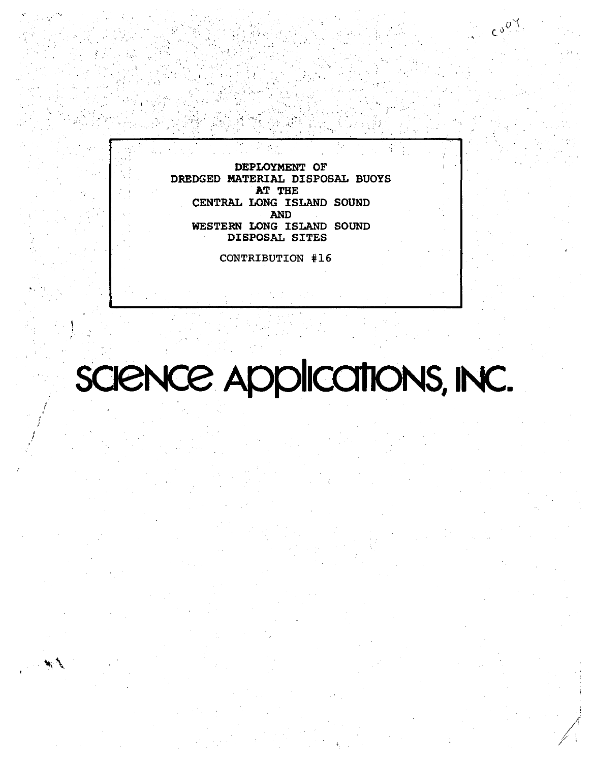# DEPLOYMENT OF DREDGED MATERIAL DISPOSAL BUOYS AT THE CENTRAL LONG ISLAND SOUND AND WESTERN LONG ISLAND SOUND DISPOSAL SITES

CONTRIBUTION #16

**SCIENCE APPLICATIONS, INC.**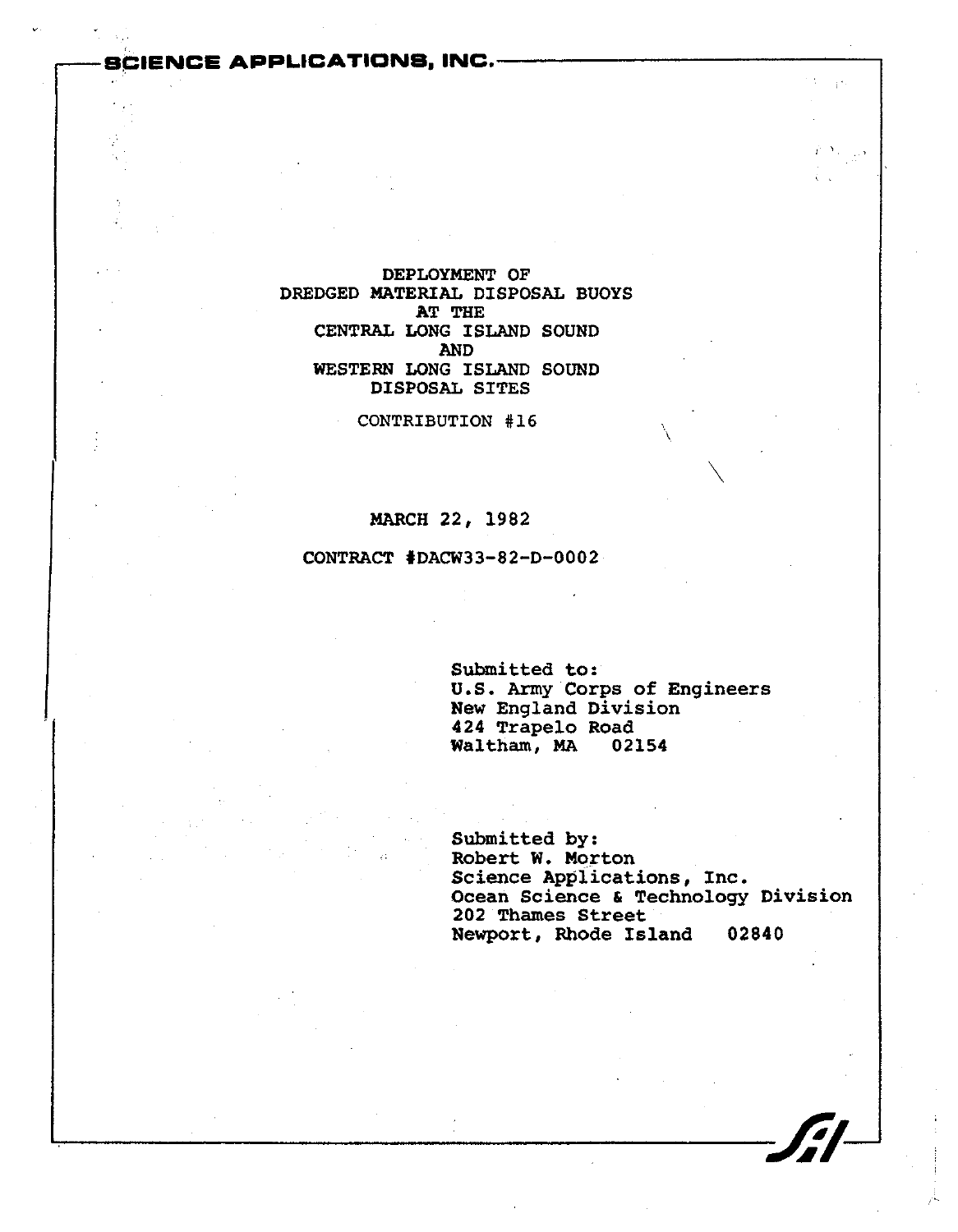SCIENCE APPLICATIONS, INC.

# DEPLOYMENT OF DREDGED MATERIAL DISPOSAL BUOYS AT THE CENTRAL LONG ISLAND SOUND AND WESTERN LONG ISLAND SOUND DISPOSAL SITES

CONTRIBUTION #16

MARCH 22, 1982

CONTRACT #DACW33-82-D-0002

Submitted to:
U.S. Army Corps of Engineers
New England Division
424 Trapelo Road
Waltham, MA 02154

Submitted by:
Robert W. Morton
Science Applications, Inc.
Ocean Science & Technology Division
202 Thames Street
Newport, Rhode Island 02840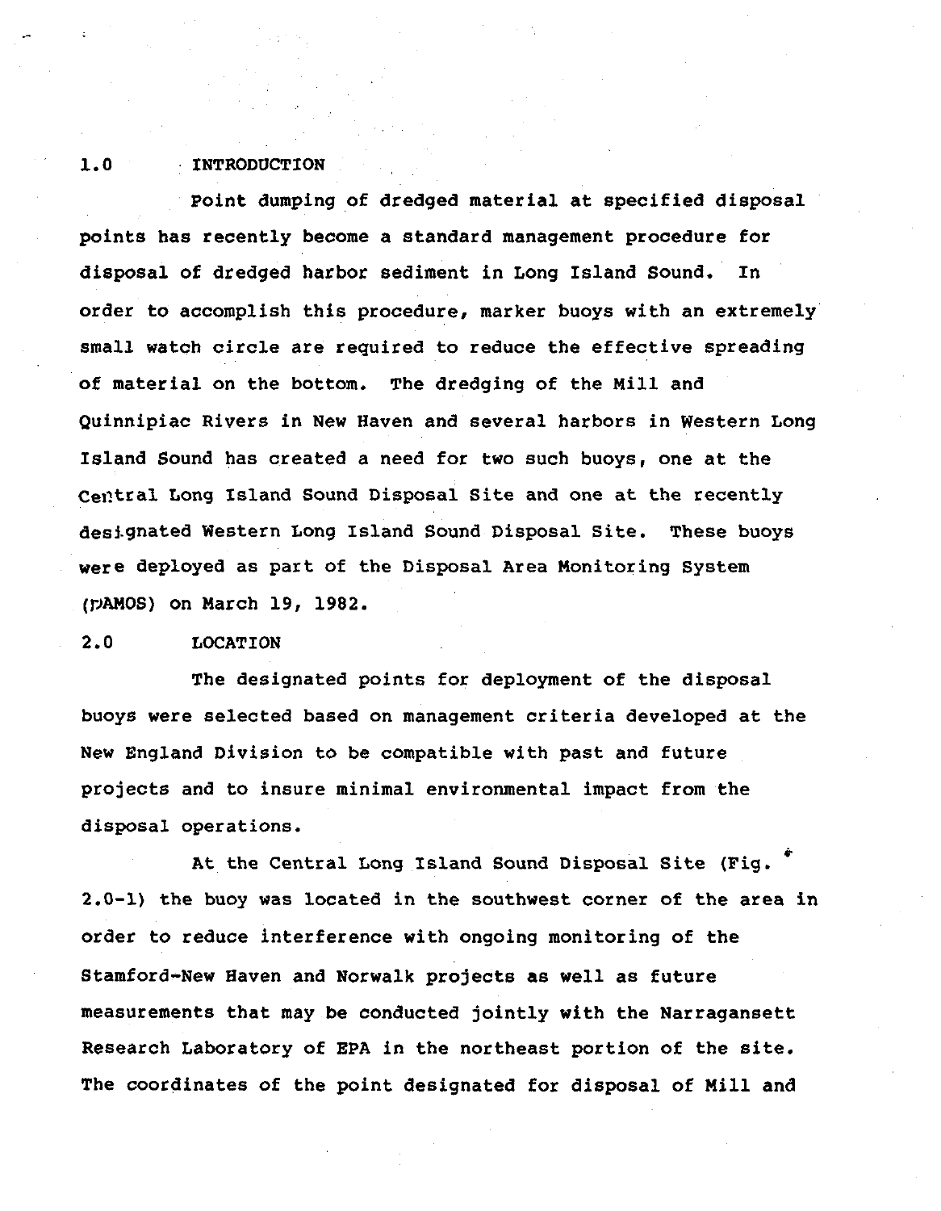## 1.0 INTRODUCTION

Point dumping of dredged material at specified disposal points has recently become a standard management procedure for disposal of dredged harbor sediment in Long Island Sound. In order to accomplish this procedure, marker buoys with an extremely small watch circle are required to reduce the effective spreading of material on the bottom. The dredging of the Mill and Quinnipiac Rivers in New Haven and several harbors in Western Long Island Sound has created a need for two such buoys, one at the Central Long Island Sound Disposal Site and one at the recently designated Western Long Island Sound Disposal Site. These buoys were deployed as part of the Disposal Area Monitoring System (DAMOS) on March 19, 1982.

## 2.0 LOCATION

The designated points for deployment of the disposal buoys were selected based on management criteria developed at the New England Division to be compatible with past and future projects and to insure minimal environmental impact from the disposal operations.

At the Central Long Island Sound Disposal Site (Fig. 2.0-1) the buoy was located in the southwest corner of the area in order to reduce interference with ongoing monitoring of the Stamford-New Haven and Norwalk projects as well as future measurements that may be conducted jointly with the Narragansett Research Laboratory of EPA in the northeast portion of the site. The coordinates of the point designated for disposal of Mill and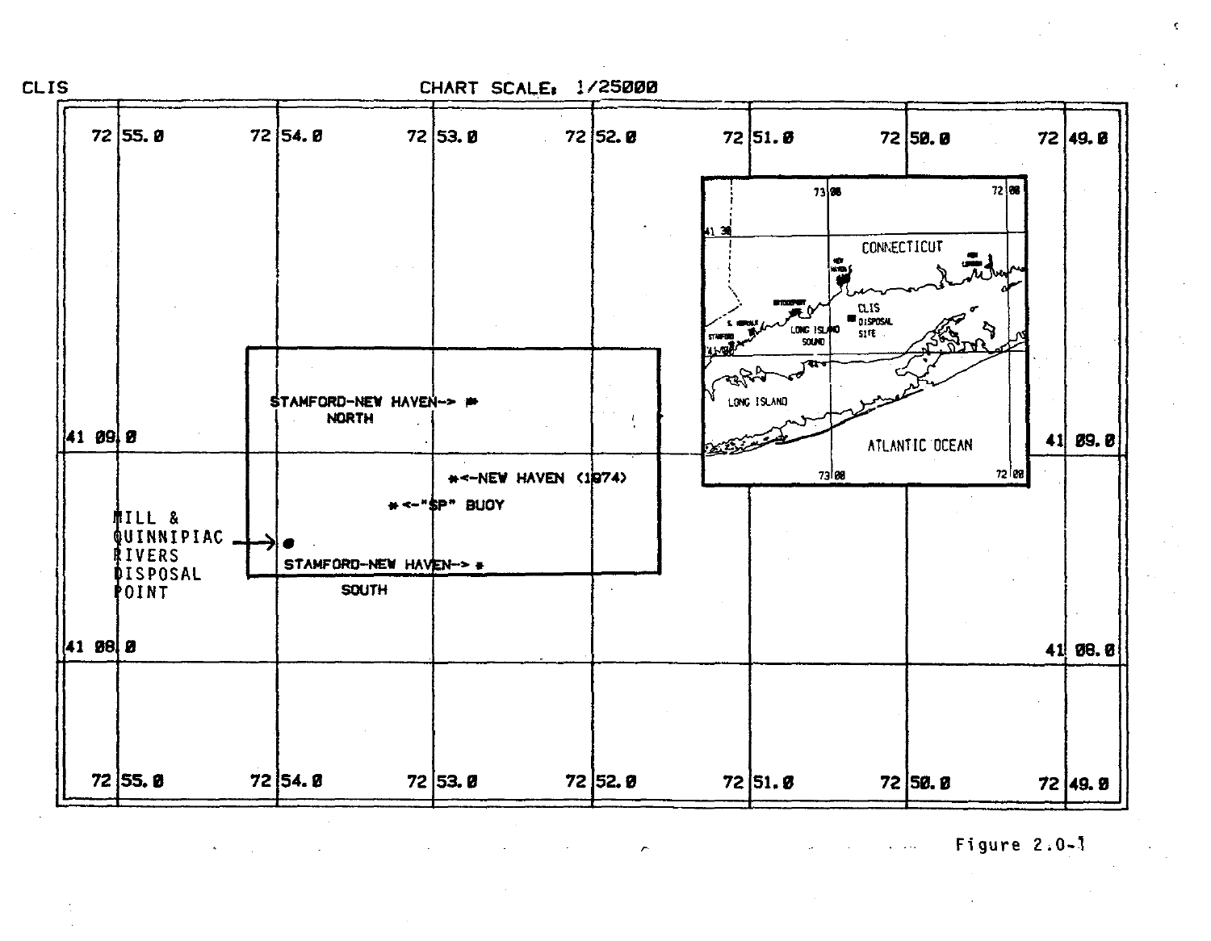CLIS

CHART SCALE: 1/25000

72 55.0 | 72 54.0 | 72 53.0 | 72 52.0 | 72 51.0 | 72 50.0 | 72 49.0

41 09.0

STAMFORD-NEW HAVEN-> *
NORTH

*<-NEW HAVEN (1974)

*<-"SP" BUOY

MILL &
QUINNIPIAC
RIVERS
DISPOSAL
POINT

STAMFORD-NEW HAVEN-> *
SOUTH

41 08.0

CONNECTICUT

NEW HAVEN

NEW LONDON

BRIDGEPORT

S. NORWALK

STAMFORD

LONG ISLAND SOUND

CLIS DISPOSAL SITE

LONG ISLAND

ATLANTIC OCEAN

Figure 2.0-1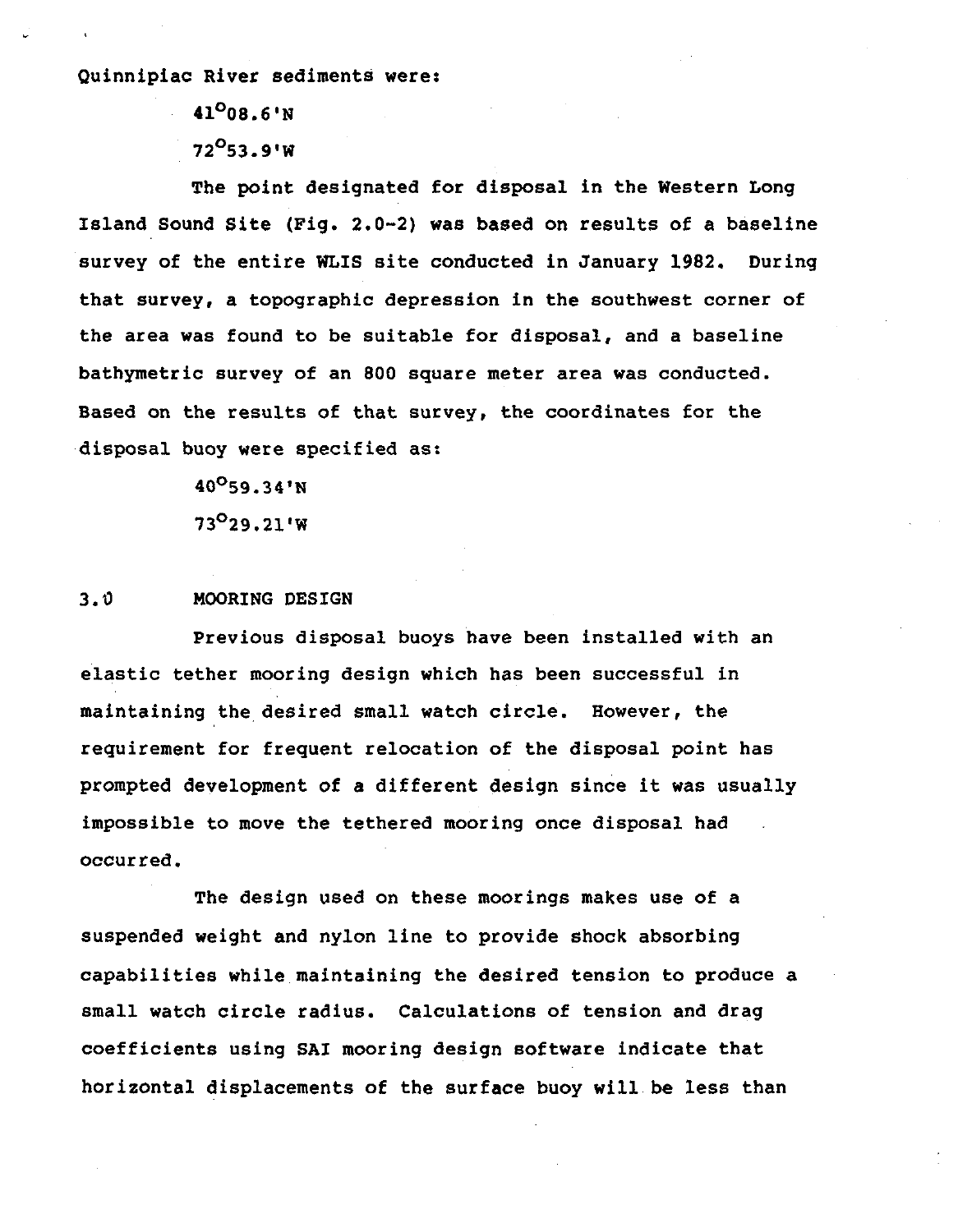Quinnipiac River sediments were:

$41^{o}08.6$'N

$72^{o}53.9$'W

The point designated for disposal in the Western Long Island Sound Site (Fig. 2.0-2) was based on results of a baseline survey of the entire WLIS site conducted in January 1982. During that survey, a topographic depression in the southwest corner of the area was found to be suitable for disposal, and a baseline bathymetric survey of an 800 square meter area was conducted. Based on the results of that survey, the coordinates for the disposal buoy were specified as:

$40^{o}59.34$'N

$73^{o}29.21$'W

## 3.0 MOORING DESIGN

Previous disposal buoys have been installed with an elastic tether mooring design which has been successful in maintaining the desired small watch circle. However, the requirement for frequent relocation of the disposal point has prompted development of a different design since it was usually impossible to move the tethered mooring once disposal had occurred.

The design used on these moorings makes use of a suspended weight and nylon line to provide shock absorbing capabilities while maintaining the desired tension to produce a small watch circle radius. Calculations of tension and drag coefficients using SAI mooring design software indicate that horizontal displacements of the surface buoy will be less than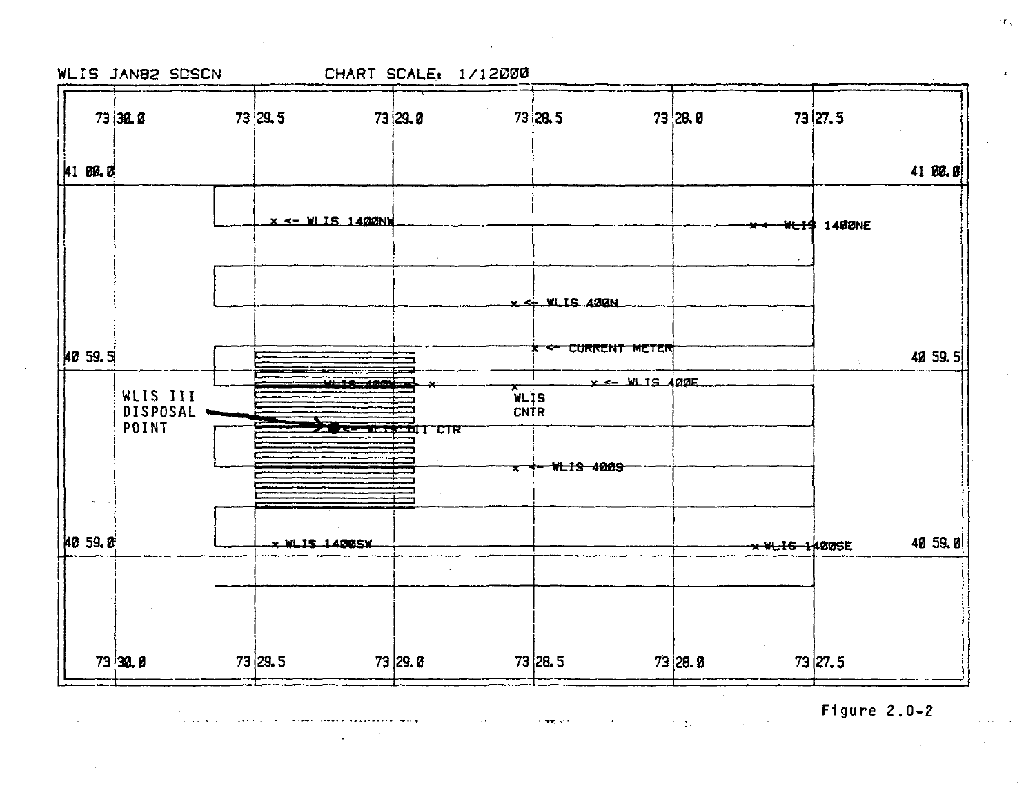WLIS JAN82 SDSCN CHART SCALE: 1/12000

73 30.0 | 73 29.5 | 73 29.0 | 73 28.5 | 73 28.0 | 73 27.5

41 00.0

x <- WLIS 1400NW

x <- WLIS 1400NE

x <- WLIS 400N

x <- CURRENT METER

40 59.5

WLIS 400W <- x

x <- WLIS 400E

x WLIS CNTR

WLIS III DISPOSAL POINT

<- WLIS III CTR

x <- WLIS 400S

40 59.0

x WLIS 1400SW

x WLIS 1400SE

73 30.0 | 73 29.5 | 73 29.0 | 73 28.5 | 73 28.0 | 73 27.5

Figure 2.0-2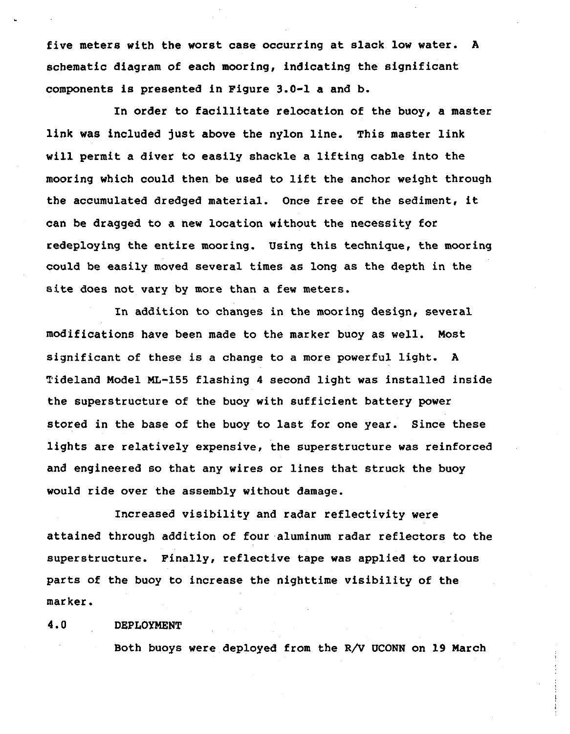five meters with the worst case occurring at slack low water. A schematic diagram of each mooring, indicating the significant components is presented in Figure 3.0-1 a and b.

In order to facillitate relocation of the buoy, a master link was included just above the nylon line. This master link will permit a diver to easily shackle a lifting cable into the mooring which could then be used to lift the anchor weight through the accumulated dredged material. Once free of the sediment, it can be dragged to a new location without the necessity for redeploying the entire mooring. Using this technique, the mooring could be easily moved several times as long as the depth in the site does not vary by more than a few meters.

In addition to changes in the mooring design, several modifications have been made to the marker buoy as well. Most significant of these is a change to a more powerful light. A Tideland Model ML-155 flashing 4 second light was installed inside the superstructure of the buoy with sufficient battery power stored in the base of the buoy to last for one year. Since these lights are relatively expensive, the superstructure was reinforced and engineered so that any wires or lines that struck the buoy would ride over the assembly without damage.

Increased visibility and radar reflectivity were attained through addition of four aluminum radar reflectors to the superstructure. Finally, reflective tape was applied to various parts of the buoy to increase the nighttime visibility of the marker.

## 4.0 DEPLOYMENT

Both buoys were deployed from the R/V UCONN on 19 March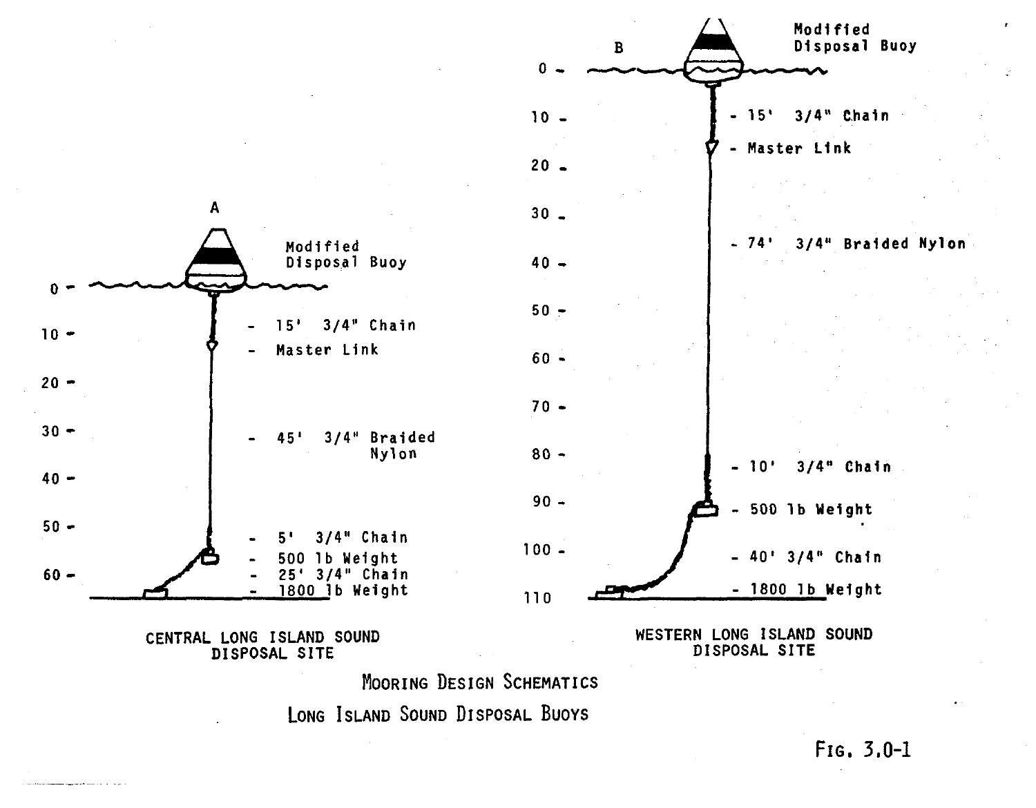A

Modified Disposal Buoy

- 15' 3/4" Chain
- Master Link
- 45' 3/4" Braided Nylon
- 5' 3/4" Chain
- 500 lb Weight
- 25' 3/4" Chain
- 1800 lb Weight

0, 10, 20, 30, 40, 50, 60

CENTRAL LONG ISLAND SOUND DISPOSAL SITE

B

Modified Disposal Buoy

- 15' 3/4" Chain
- Master Link
- 74' 3/4" Braided Nylon
- 10' 3/4" Chain
- 500 lb Weight
- 40' 3/4" Chain
- 1800 lb Weight

0, 10, 20, 30, 40, 50, 60, 70, 80, 90, 100, 110

WESTERN LONG ISLAND SOUND DISPOSAL SITE

MOORING DESIGN SCHEMATICS

LONG ISLAND SOUND DISPOSAL BUOYS

FIG. 3.0-1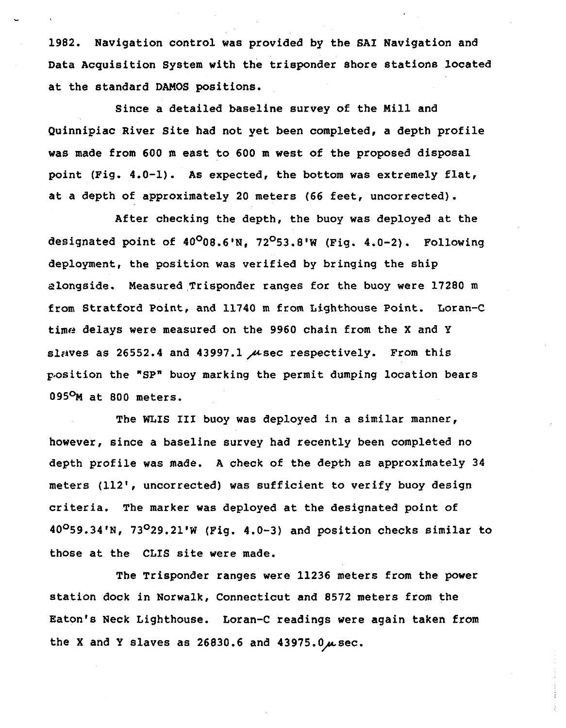1982. Navigation control was provided by the SAI Navigation and Data Acquisition System with the trisponder shore stations located at the standard DAMOS positions.

Since a detailed baseline survey of the Mill and Quinnipiac River Site had not yet been completed, a depth profile was made from 600 m east to 600 m west of the proposed disposal point (Fig. 4.0-1). As expected, the bottom was extremely flat, at a depth of approximately 20 meters (66 feet, uncorrected).

After checking the depth, the buoy was deployed at the designated point of 40°08.6'N, 72°53.8'W (Fig. 4.0-2). Following deployment, the position was verified by bringing the ship alongside. Measured Trisponder ranges for the buoy were 17280 m from Stratford Point, and 11740 m from Lighthouse Point. Loran-C time delays were measured on the 9960 chain from the X and Y slaves as 26552.4 and 43997.1 $\mu$sec respectively. From this position the "SP" buoy marking the permit dumping location bears 095°M at 800 meters.

The WLIS III buoy was deployed in a similar manner, however, since a baseline survey had recently been completed no depth profile was made. A check of the depth as approximately 34 meters (112', uncorrected) was sufficient to verify buoy design criteria. The marker was deployed at the designated point of 40°59.34'N, 73°29.21'W (Fig. 4.0-3) and position checks similar to those at the CLIS site were made.

The Trisponder ranges were 11236 meters from the power station dock in Norwalk, Connecticut and 8572 meters from the Eaton's Neck Lighthouse. Loran-C readings were again taken from the X and Y slaves as 26830.6 and 43975.0 $\mu$sec.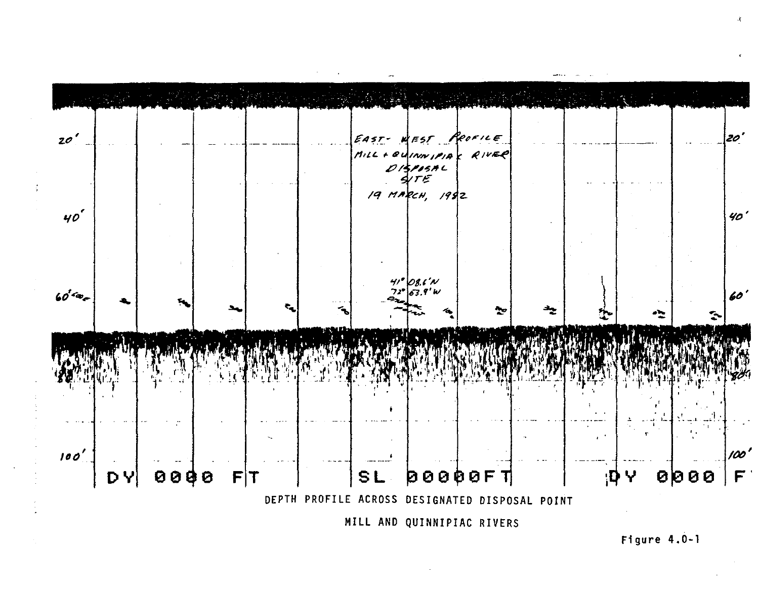EAST-WEST PROFILE
MILL + QUINNIPIAC RIVER
DISPOSAL
SITE
19 MARCH, 1982

41° 08.6'N
72° 53.9'W
DISPOSAL POINT

20'
40'
60'
80'
100'

DY 0000 FT SL 00000FT DY 0000 F

DEPTH PROFILE ACROSS DESIGNATED DISPOSAL POINT

MILL AND QUINNIPIAC RIVERS

Figure 4.0-1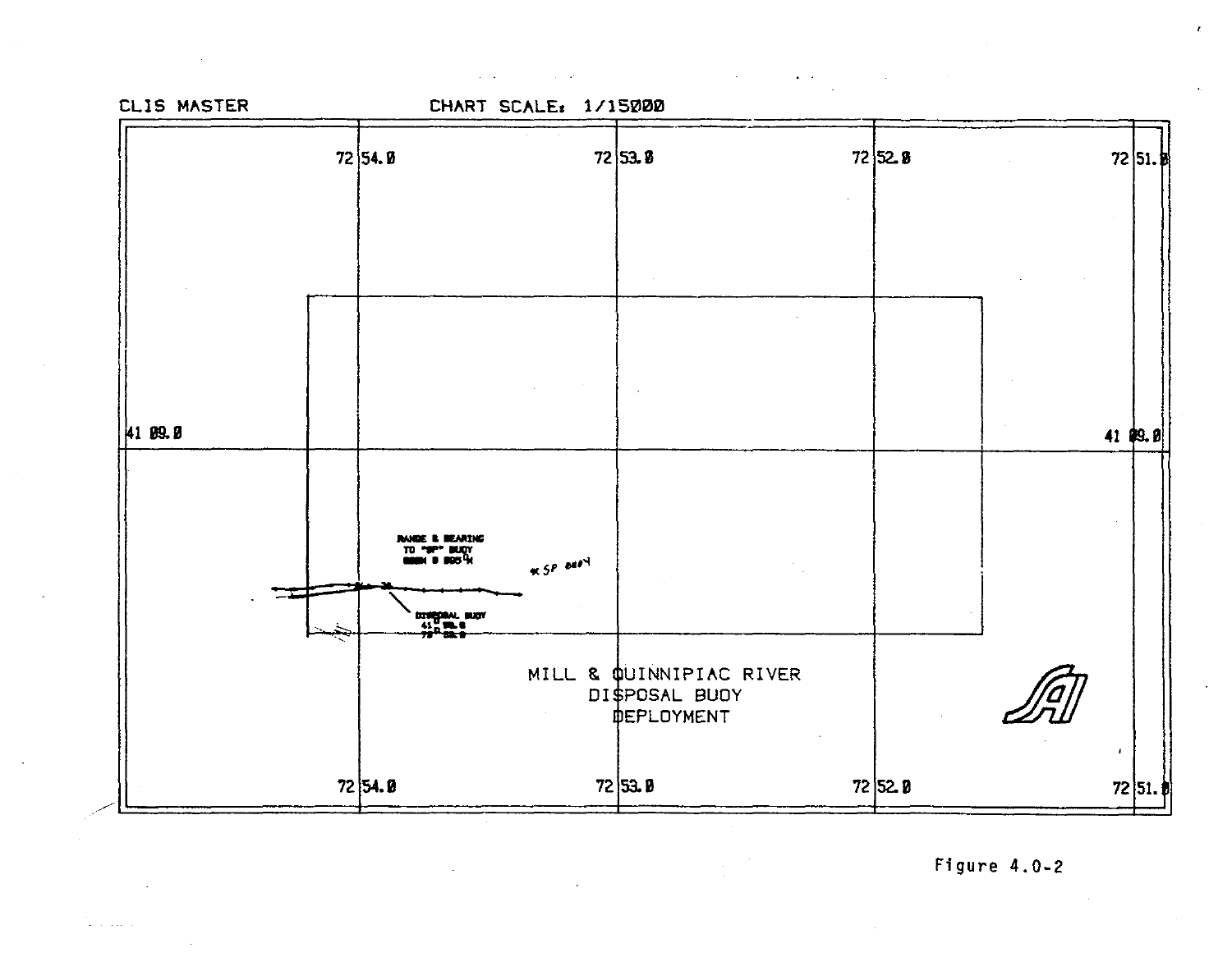CLIS MASTER CHART SCALE: 1/15000

72 54.0 72 53.0 72 52.0 72 51.0

41 09.0 41 09.0

RANGE & BEARING TO "SP" BUOY

*SP BUOY

DISPOSAL BUOY

MILL & QUINNIPIAC RIVER DISPOSAL BUOY DEPLOYMENT

72 54.0 72 53.0 72 52.0 72 51.0

Figure 4.0-2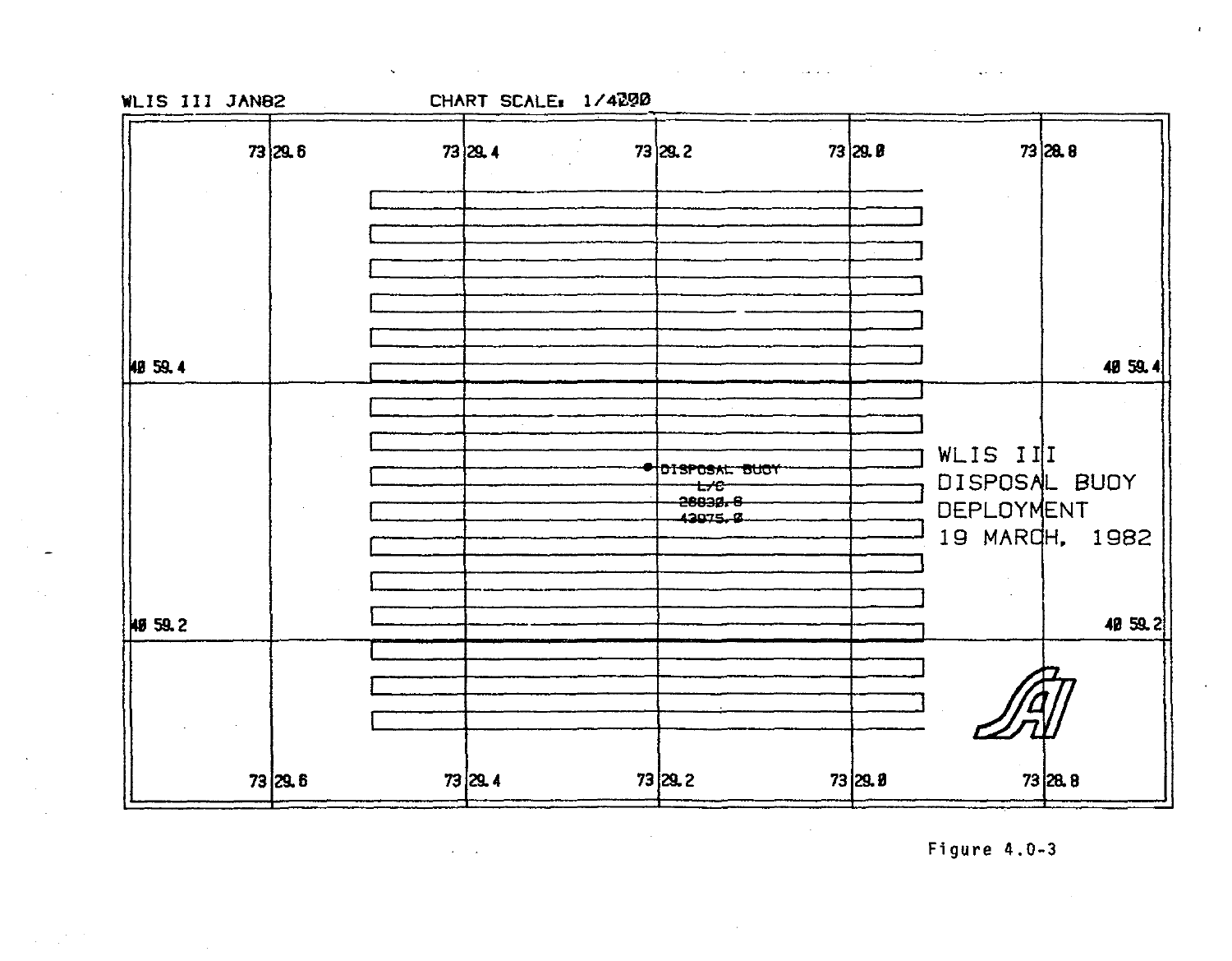WLIS III JAN82 CHART SCALE: 1/4200

73 29.6 | 73 29.4 | 73 29.2 | 73 29.0 | 73 28.8

40 59.4

40 59.2

DISPOSAL BUOY
L/C
26830.6
43975.0

WLIS III
DISPOSAL BUOY
DEPLOYMENT
19 MARCH, 1982

Figure 4.0-3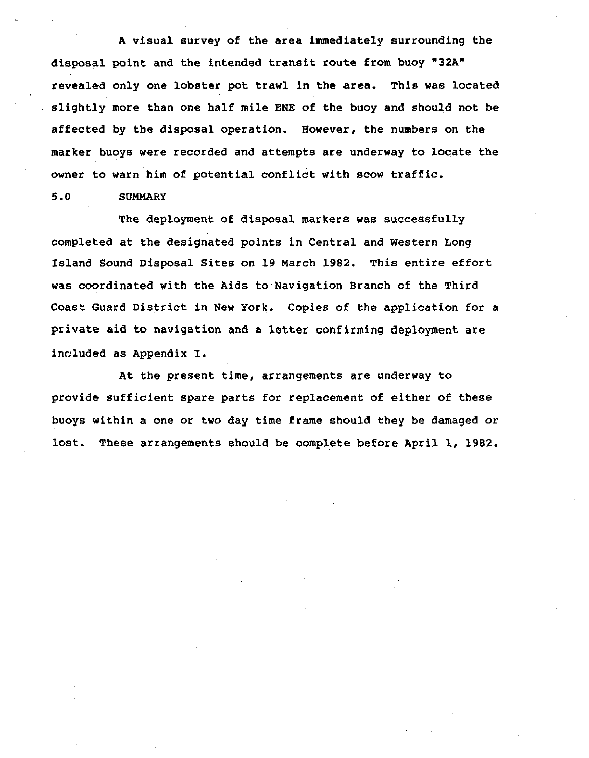A visual survey of the area immediately surrounding the disposal point and the intended transit route from buoy "32A" revealed only one lobster pot trawl in the area. This was located slightly more than one half mile ENE of the buoy and should not be affected by the disposal operation. However, the numbers on the marker buoys were recorded and attempts are underway to locate the owner to warn him of potential conflict with scow traffic.

## 5.0 SUMMARY

The deployment of disposal markers was successfully completed at the designated points in Central and Western Long Island Sound Disposal Sites on 19 March 1982. This entire effort was coordinated with the Aids to Navigation Branch of the Third Coast Guard District in New York. Copies of the application for a private aid to navigation and a letter confirming deployment are included as Appendix I.

At the present time, arrangements are underway to provide sufficient spare parts for replacement of either of these buoys within a one or two day time frame should they be damaged or lost. These arrangements should be complete before April 1, 1982.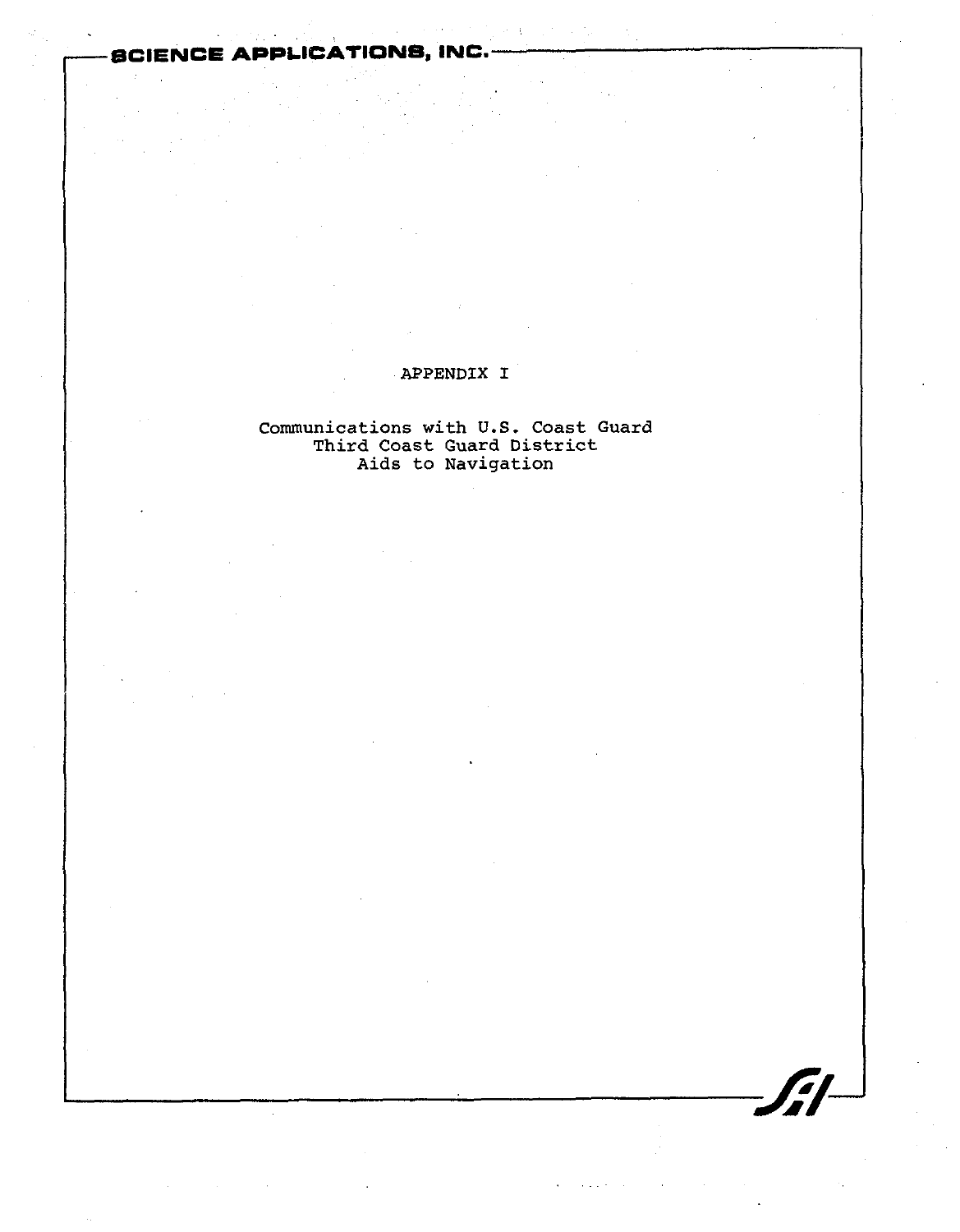# APPENDIX I

Communications with U.S. Coast Guard
Third Coast Guard District
Aids to Navigation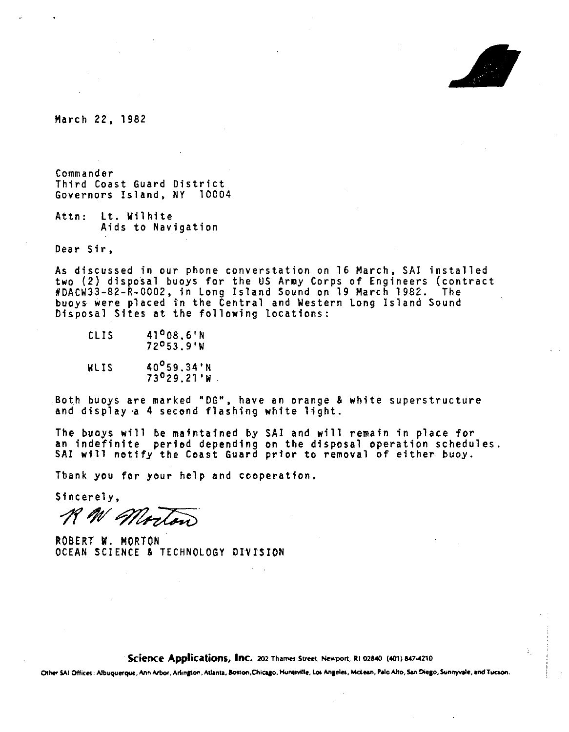March 22, 1982

Commander  
Third Coast Guard District  
Governors Island, NY 10004

Attn: Lt. Wilhite  
Aids to Navigation

Dear Sir,

As discussed in our phone converstation on 16 March, SAI installed two (2) disposal buoys for the US Army Corps of Engineers (contract #DACW33-82-R-0002, in Long Island Sound on 19 March 1982. The buoys were placed in the Central and Western Long Island Sound Disposal Sites at the following locations:

| | |
|---|---|
| CLIS | 41°08.6'N<br>72°53.9'W |
| WLIS | 40°59.34'N<br>73°29.21'W |

Both buoys are marked "DG", have an orange & white superstructure and display a 4 second flashing white light.

The buoys will be maintained by SAI and will remain in place for an indefinite period depending on the disposal operation schedules. SAI will notify the Coast Guard prior to removal of either buoy.

Thank you for your help and cooperation.

Sincerely,

R W Morton

ROBERT W. MORTON  
OCEAN SCIENCE & TECHNOLOGY DIVISION

**Science Applications, Inc.** 202 Thames Street, Newport, RI 02840 (401) 847-4210

Other SAI Offices: Albuquerque, Ann Arbor, Arlington, Atlanta, Boston, Chicago, Huntsville, Los Angeles, McLean, Palo Alto, San Diego, Sunnyvale, and Tucson.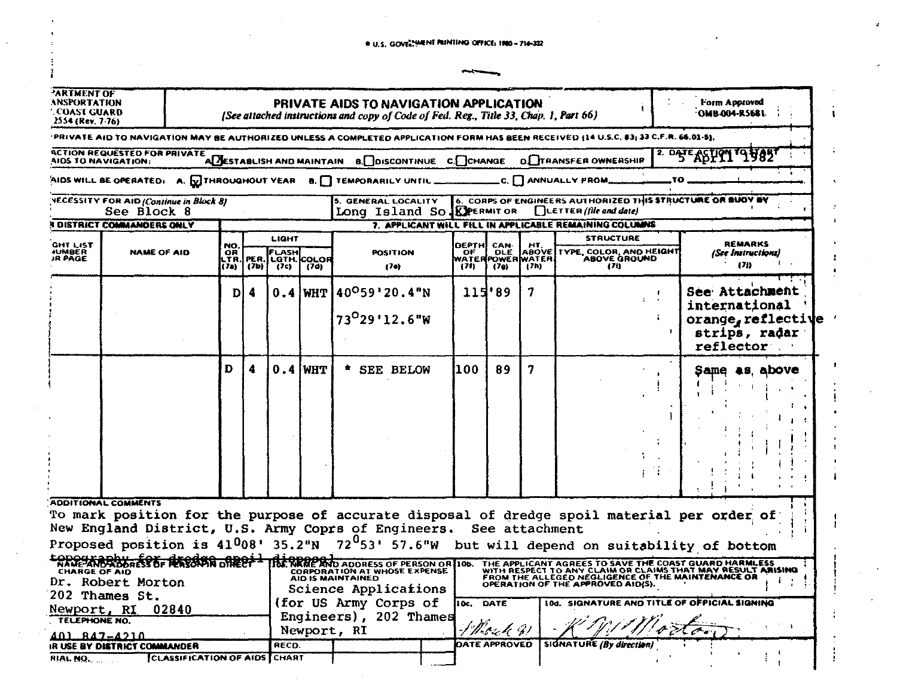U.S. GOVERNMENT PRINTING OFFICE: 1980 - 714-332

| DEPARTMENT OF TRANSPORTATION U.S. COAST GUARD CG-2554 (Rev. 7-76) | PRIVATE AIDS TO NAVIGATION APPLICATION *(See attached instructions and copy of Code of Fed. Reg., Title 33, Chap. 1, Part 66)* | Form Approved OMB-004-R5681 |
|---|---|---|

NO PRIVATE AID TO NAVIGATION MAY BE AUTHORIZED UNLESS A COMPLETED APPLICATION FORM HAS BEEN RECEIVED (14 U.S.C. 83; 33 C.F.R. 66.01-5).

1. ACTION REQUESTED FOR PRIVATE AIDS TO NAVIGATION: A. [X] ESTABLISH AND MAINTAIN B. [ ] DISCONTINUE C. [ ] CHANGE D. [ ] TRANSFER OWNERSHIP

2. DATE ACTION TO START: 5 April 1982

3. AIDS WILL BE OPERATED: A. [X] THROUGHOUT YEAR B. [ ] TEMPORARILY UNTIL ______ C. [ ] ANNUALLY FROM ______ TO ______

4. NECESSITY FOR AID *(Continue in Block 8)*: See Block 8

5. GENERAL LOCALITY: Long Island So.

6. CORPS OF ENGINEERS AUTHORIZED THIS STRUCTURE OR BUOY BY [X] PERMIT OR [ ] LETTER *(file and date)*

FOR DISTRICT COMMANDERS ONLY — 7. APPLICANT WILL FILL IN APPLICABLE REMAINING COLUMNS

| LIGHT LIST NUMBER OR PAGE | NAME OF AID | NO. OR LTR. (7a) | LIGHT PER. (7b) | LIGHT FLASH LGTH. (7c) | LIGHT COLOR (7d) | POSITION (7e) | DEPTH OF WATER (7f) | CANDLE POWER (7g) | HT. ABOVE WATER (7h) | STRUCTURE TYPE, COLOR, AND HEIGHT ABOVE GROUND (7i) | REMARKS *(See Instructions)* (7j) |
|---|---|---|---|---|---|---|---|---|---|---|---|
| | | D | 4 | 0.4 | WHT | 40°59'20.4"N 73°29'12.6"W | 115' | 89 | 7 | | See Attachment international orange, reflective strips, radar reflector |
| | | D | 4 | 0.4 | WHT | * SEE BELOW | 100 | 89 | 7 | | Same as above |

8. ADDITIONAL COMMENTS

To mark position for the purpose of accurate disposal of dredge spoil material per order of New England District, U.S. Army Coprs of Engineers. See attachment

Proposed position is 41°08' 35.2"N 72°53' 57.6"W but will depend on suitability of bottom topography for dredge spoil disposal.

| 9. NAME AND ADDRESS OF PERSON IN DIRECT CHARGE OF AID | 10a. NAME AND ADDRESS OF PERSON OR CORPORATION AT WHOSE EXPENSE AID IS MAINTAINED | 10b. THE APPLICANT AGREES TO SAVE THE COAST GUARD HARMLESS WITH RESPECT TO ANY CLAIM OR CLAIMS THAT MAY RESULT ARISING FROM THE ALLEGED NEGLIGENCE OF THE MAINTENANCE OR OPERATION OF THE APPROVED AID(S). |
|---|---|---|
| Dr. Robert Morton 202 Thames St. Newport, RI 02840 | Science Applications (for US Army Corps of Engineers), 202 Thames Newport, RI | 10c. DATE: 1 March 82 — 10d. SIGNATURE AND TITLE OF OFFICIAL SIGNING: R. W. Morton |
| TELEPHONE NO. 401 847-4210 | | |

FOR USE BY DISTRICT COMMANDER

| SERIAL NO. | CLASSIFICATION OF AIDS | RECD. | CHART | DATE APPROVED | SIGNATURE *(By direction)* |
|---|---|---|---|---|---|
| | | | | | |